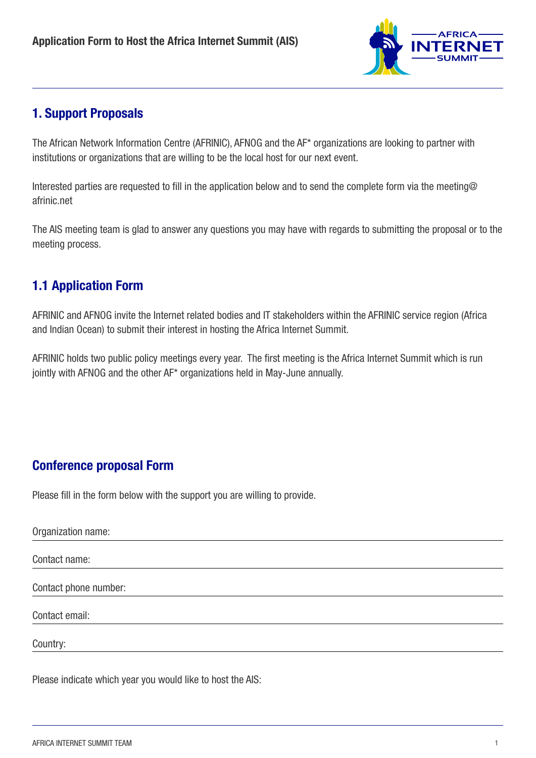# Application Form to Host the Africa Internet Summit (AIS)

## 1. Support Proposals

The African Network Information Centre (AFRINIC), AFNOG and the AF* organizations are looking to partner with institutions or organizations that are willing to be the local host for our next event.

Interested parties are requested to fill in the application below and to send the complete form via the meeting@afrinic.net

The AIS meeting team is glad to answer any questions you may have with regards to submitting the proposal or to the meeting process.

## 1.1 Application Form

AFRINIC and AFNOG invite the Internet related bodies and IT stakeholders within the AFRINIC service region (Africa and Indian Ocean) to submit their interest in hosting the Africa Internet Summit.

AFRINIC holds two public policy meetings every year. The first meeting is the Africa Internet Summit which is run jointly with AFNOG and the other AF* organizations held in May-June annually.

## Conference proposal Form

Please fill in the form below with the support you are willing to provide.

Organization name: \_\_\_\_\_\_\_\_\_\_\_\_\_\_\_\_\_\_\_\_

Contact name: \_\_\_\_\_\_\_\_\_\_\_\_\_\_\_\_\_\_\_\_

Contact phone number: \_\_\_\_\_\_\_\_\_\_\_\_\_\_\_\_\_\_\_\_

Contact email: \_\_\_\_\_\_\_\_\_\_\_\_\_\_\_\_\_\_\_\_

Country: \_\_\_\_\_\_\_\_\_\_\_\_\_\_\_\_\_\_\_\_

Please indicate which year you would like to host the AIS: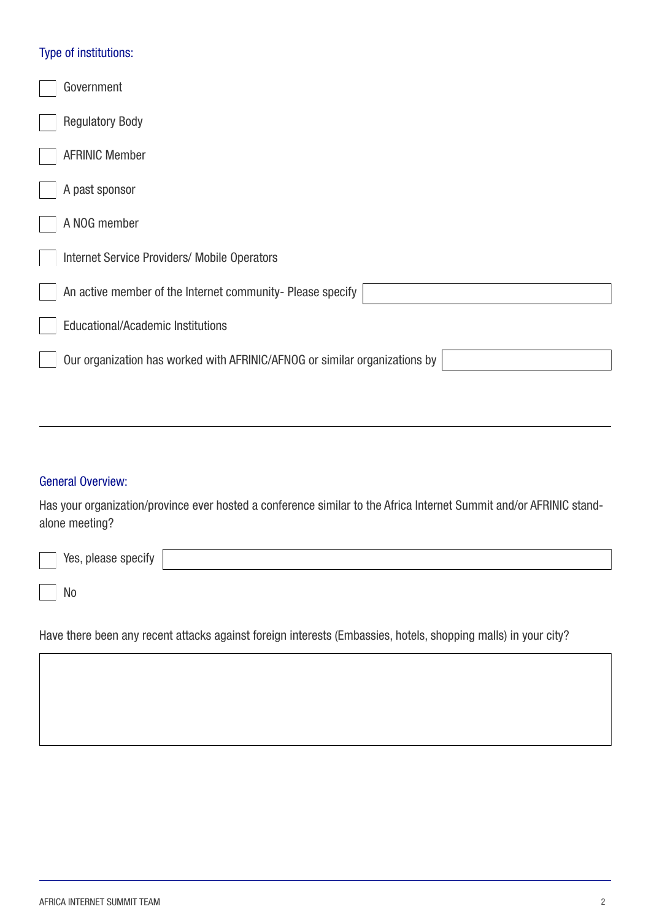### Type of institutions:

- [ ] Government
- [ ] Regulatory Body
- [ ] AFRINIC Member
- [ ] A past sponsor
- [ ] A NOG member
- [ ] Internet Service Providers/ Mobile Operators
- [ ] An active member of the Internet community- Please specify ______
- [ ] Educational/Academic Institutions
- [ ] Our organization has worked with AFRINIC/AFNOG or similar organizations by ______

---

### General Overview:

Has your organization/province ever hosted a conference similar to the Africa Internet Summit and/or AFRINIC stand-alone meeting?

- [ ] Yes, please specify ______
- [ ] No

Have there been any recent attacks against foreign interests (Embassies, hotels, shopping malls) in your city?

______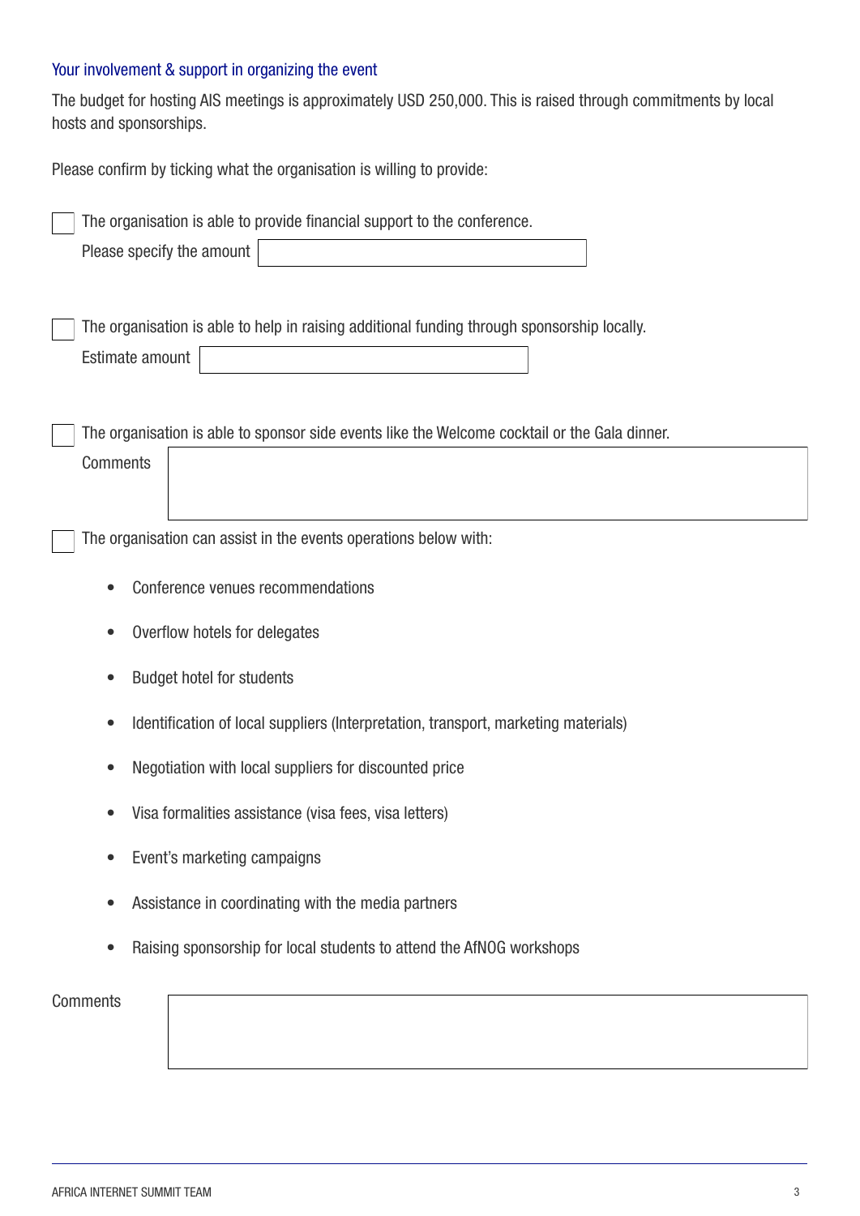## Your involvement & support in organizing the event

The budget for hosting AIS meetings is approximately USD 250,000. This is raised through commitments by local hosts and sponsorships.

Please confirm by ticking what the organisation is willing to provide:

- [ ] The organisation is able to provide financial support to the conference.

  Please specify the amount ______________________

- [ ] The organisation is able to help in raising additional funding through sponsorship locally.

  Estimate amount ______________________

- [ ] The organisation is able to sponsor side events like the Welcome cocktail or the Gala dinner.

  Comments ______________________

- [ ] The organisation can assist in the events operations below with:

  - Conference venues recommendations
  - Overflow hotels for delegates
  - Budget hotel for students
  - Identification of local suppliers (Interpretation, transport, marketing materials)
  - Negotiation with local suppliers for discounted price
  - Visa formalities assistance (visa fees, visa letters)
  - Event's marketing campaigns
  - Assistance in coordinating with the media partners
  - Raising sponsorship for local students to attend the AfNOG workshops

Comments ______________________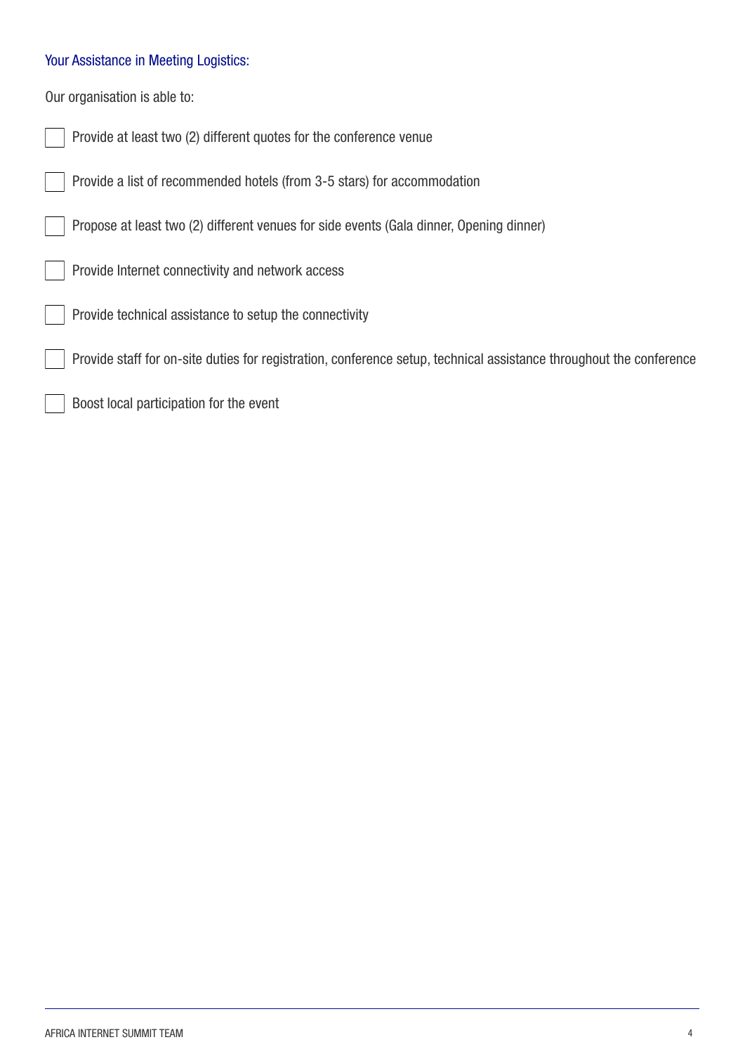## Your Assistance in Meeting Logistics:

Our organisation is able to:

- [ ] Provide at least two (2) different quotes for the conference venue
- [ ] Provide a list of recommended hotels (from 3-5 stars) for accommodation
- [ ] Propose at least two (2) different venues for side events (Gala dinner, Opening dinner)
- [ ] Provide Internet connectivity and network access
- [ ] Provide technical assistance to setup the connectivity
- [ ] Provide staff for on-site duties for registration, conference setup, technical assistance throughout the conference
- [ ] Boost local participation for the event